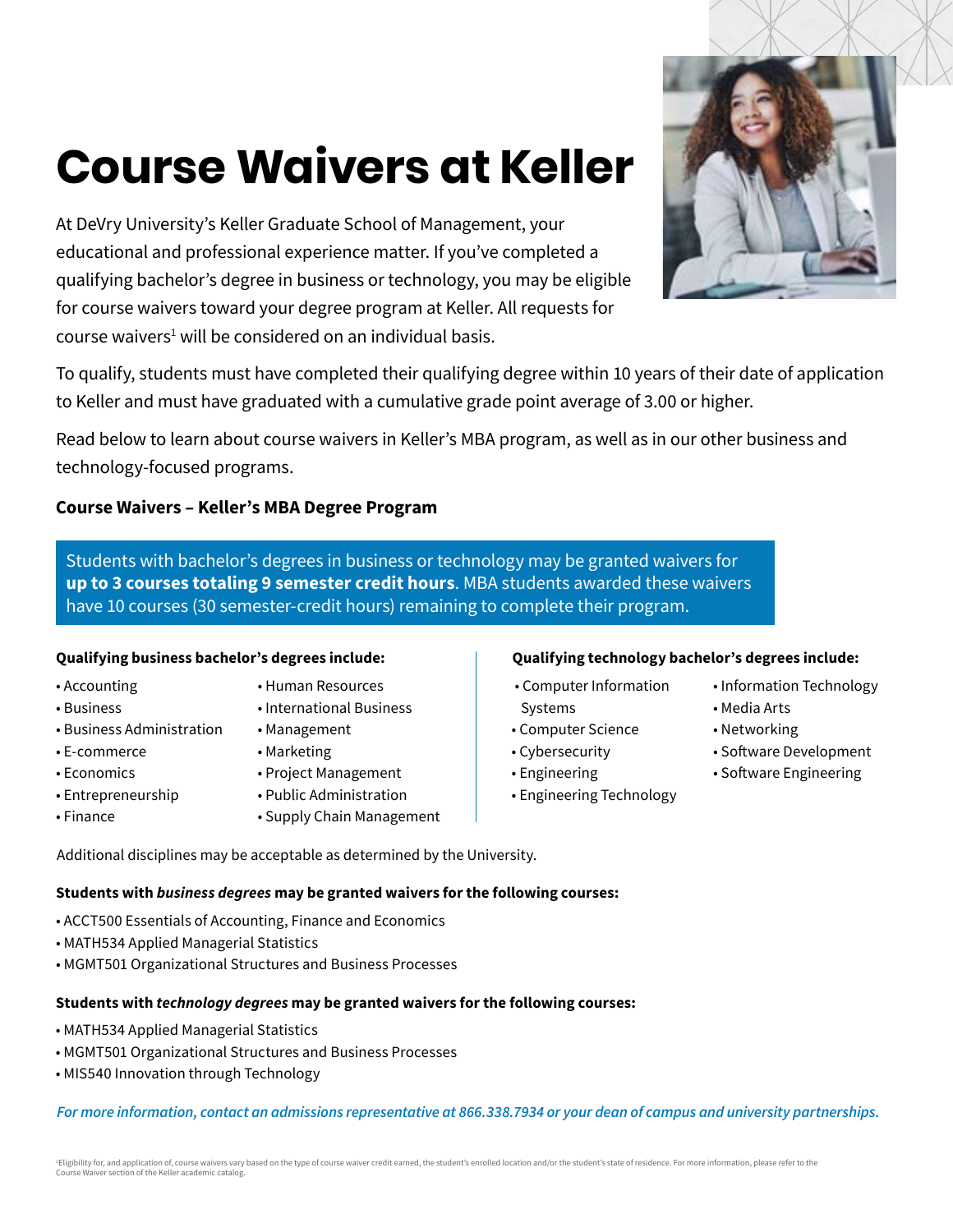# Course Waivers at Keller

At DeVry University's Keller Graduate School of Management, your educational and professional experience matter. If you've completed a qualifying bachelor's degree in business or technology, you may be eligible for course waivers toward your degree program at Keller. All requests for course waivers[1] will be considered on an individual basis.

To qualify, students must have completed their qualifying degree within 10 years of their date of application to Keller and must have graduated with a cumulative grade point average of 3.00 or higher.

Read below to learn about course waivers in Keller's MBA program, as well as in our other business and technology-focused programs.

### Course Waivers – Keller's MBA Degree Program

Students with bachelor's degrees in business or technology may be granted waivers for **up to 3 courses totaling 9 semester credit hours**. MBA students awarded these waivers have 10 courses (30 semester-credit hours) remaining to complete their program.

**Qualifying business bachelor's degrees include:**

- Accounting
- Business
- Business Administration
- E-commerce
- Economics
- Entrepreneurship
- Finance
- Human Resources
- International Business
- Management
- Marketing
- Project Management
- Public Administration
- Supply Chain Management

**Qualifying technology bachelor's degrees include:**

- Computer Information Systems
- Computer Science
- Cybersecurity
- Engineering
- Engineering Technology
- Information Technology
- Media Arts
- Networking
- Software Development
- Software Engineering

Additional disciplines may be acceptable as determined by the University.

**Students with *business degrees* may be granted waivers for the following courses:**

- ACCT500 Essentials of Accounting, Finance and Economics
- MATH534 Applied Managerial Statistics
- MGMT501 Organizational Structures and Business Processes

**Students with *technology degrees* may be granted waivers for the following courses:**

- MATH534 Applied Managerial Statistics
- MGMT501 Organizational Structures and Business Processes
- MIS540 Innovation through Technology

*For more information, contact an admissions representative at 866.338.7934 or your dean of campus and university partnerships.*

[1]Eligibility for, and application of, course waivers vary based on the type of course waiver credit earned, the student's enrolled location and/or the student's state of residence. For more information, please refer to the Course Waiver section of the Keller academic catalog.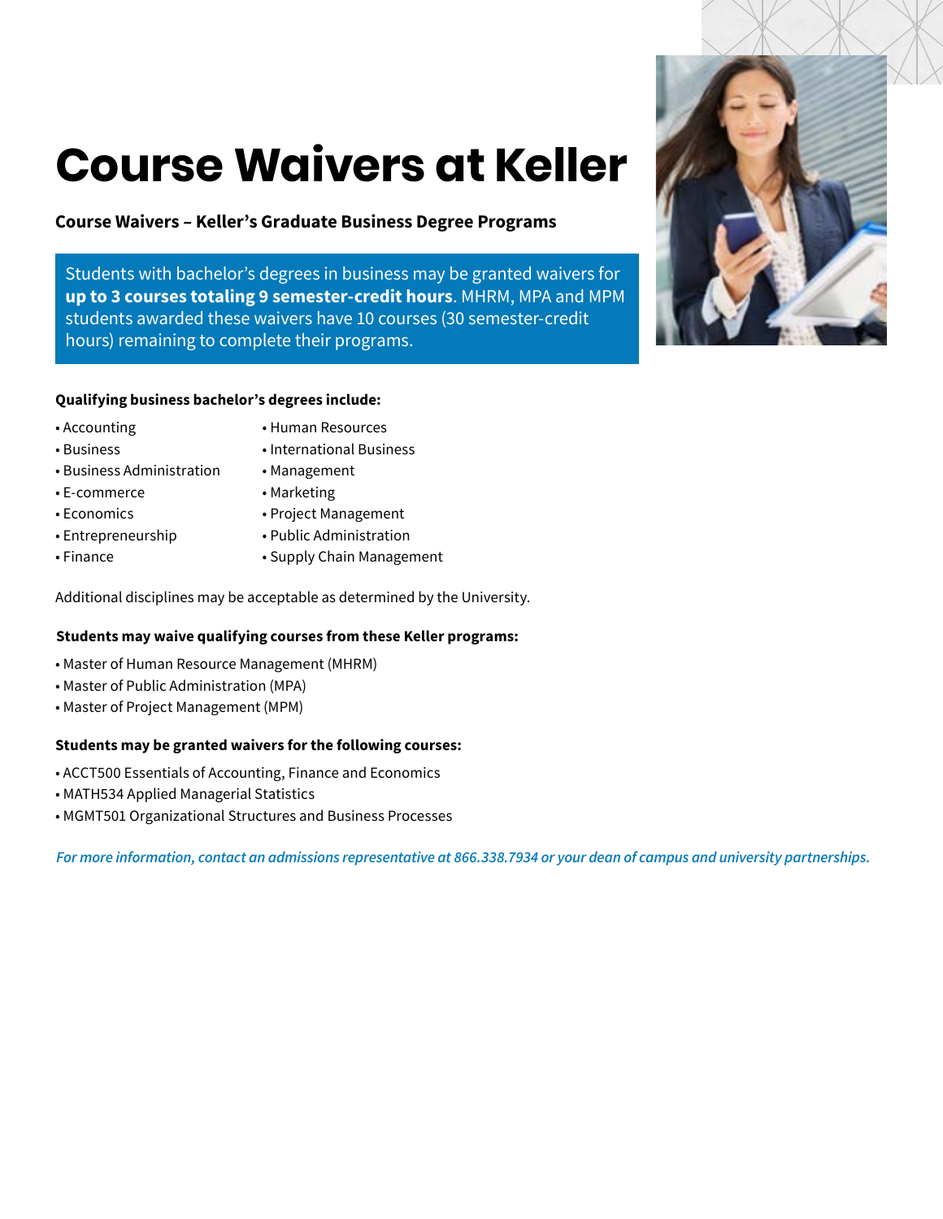# Course Waivers at Keller

**Course Waivers – Keller's Graduate Business Degree Programs**

Students with bachelor's degrees in business may be granted waivers for **up to 3 courses totaling 9 semester-credit hours**. MHRM, MPA and MPM students awarded these waivers have 10 courses (30 semester-credit hours) remaining to complete their programs.

**Qualifying business bachelor's degrees include:**

- Accounting
- Business
- Business Administration
- E-commerce
- Economics
- Entrepreneurship
- Finance
- Human Resources
- International Business
- Management
- Marketing
- Project Management
- Public Administration
- Supply Chain Management

Additional disciplines may be acceptable as determined by the University.

**Students may waive qualifying courses from these Keller programs:**

- Master of Human Resource Management (MHRM)
- Master of Public Administration (MPA)
- Master of Project Management (MPM)

**Students may be granted waivers for the following courses:**

- ACCT500 Essentials of Accounting, Finance and Economics
- MATH534 Applied Managerial Statistics
- MGMT501 Organizational Structures and Business Processes

*For more information, contact an admissions representative at 866.338.7934 or your dean of campus and university partnerships.*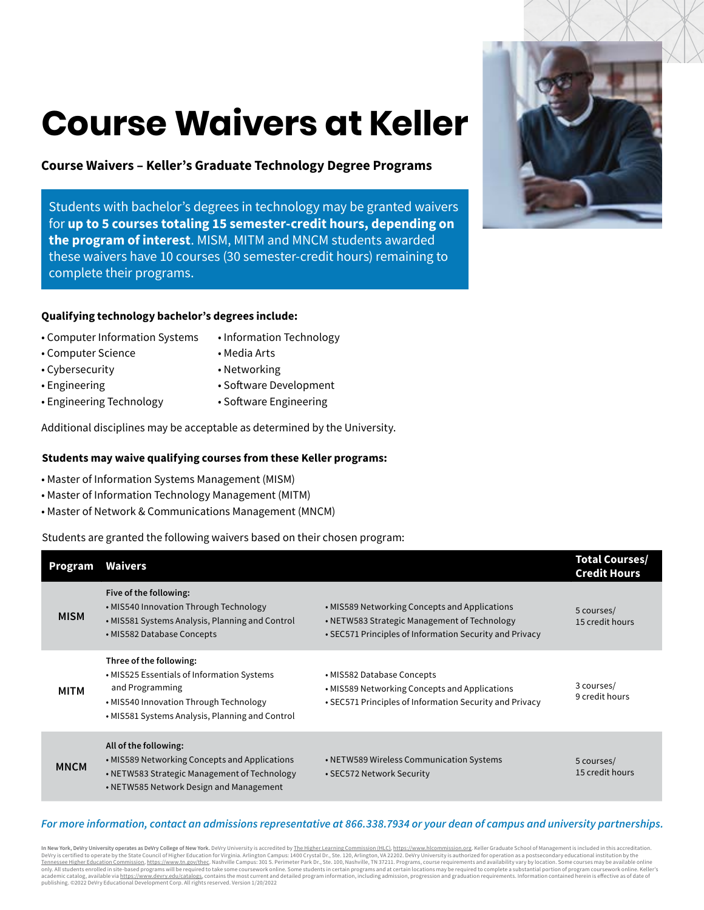# Course Waivers at Keller

**Course Waivers – Keller's Graduate Technology Degree Programs**

Students with bachelor's degrees in technology may be granted waivers for **up to 5 courses totaling 15 semester-credit hours, depending on the program of interest**. MISM, MITM and MNCM students awarded these waivers have 10 courses (30 semester-credit hours) remaining to complete their programs.

**Qualifying technology bachelor's degrees include:**

- Computer Information Systems
- Computer Science
- Cybersecurity
- Engineering
- Engineering Technology
- Information Technology
- Media Arts
- Networking
- Software Development
- Software Engineering

Additional disciplines may be acceptable as determined by the University.

**Students may waive qualifying courses from these Keller programs:**

- Master of Information Systems Management (MISM)
- Master of Information Technology Management (MITM)
- Master of Network & Communications Management (MNCM)

Students are granted the following waivers based on their chosen program:

| Program | Waivers | | Total Courses/ Credit Hours |
|---|---|---|---|
| MISM | Five of the following:<br>• MIS540 Innovation Through Technology<br>• MIS581 Systems Analysis, Planning and Control<br>• MIS582 Database Concepts | • MIS589 Networking Concepts and Applications<br>• NETW583 Strategic Management of Technology<br>• SEC571 Principles of Information Security and Privacy | 5 courses/ 15 credit hours |
| MITM | Three of the following:<br>• MIS525 Essentials of Information Systems and Programming<br>• MIS540 Innovation Through Technology<br>• MIS581 Systems Analysis, Planning and Control | • MIS582 Database Concepts<br>• MIS589 Networking Concepts and Applications<br>• SEC571 Principles of Information Security and Privacy | 3 courses/ 9 credit hours |
| MNCM | All of the following:<br>• MIS589 Networking Concepts and Applications<br>• NETW583 Strategic Management of Technology<br>• NETW585 Network Design and Management | • NETW589 Wireless Communication Systems<br>• SEC572 Network Security | 5 courses/ 15 credit hours |

*For more information, contact an admissions representative at 866.338.7934 or your dean of campus and university partnerships.*

**In New York, DeVry University operates as DeVry College of New York.** DeVry University is accredited by The Higher Learning Commission (HLC), https://www.hlcommission.org. Keller Graduate School of Management is included in this accreditation. DeVry is certified to operate by the State Council of Higher Education for Virginia. Arlington Campus: 1400 Crystal Dr., Ste. 120, Arlington, VA 22202. DeVry University is authorized for operation as a postsecondary educational institution by the Tennessee Higher Education Commission, https://www.tn.gov/thec. Nashville Campus: 301 S. Perimeter Park Dr., Ste. 100, Nashville, TN 37211. Programs, course requirements and availability vary by location. Some courses may be available online only. All students enrolled in site-based programs will be required to take some coursework online. Some students in certain programs and at certain locations may be required to complete a substantial portion of program coursework online. Keller's academic catalog, available via https://www.devry.edu/catalogs, contains the most current and detailed program information, including admission, progression and graduation requirements. Information contained herein is effective as of date of publishing. ©2022 DeVry Educational Development Corp. All rights reserved. Version 1/20/2022